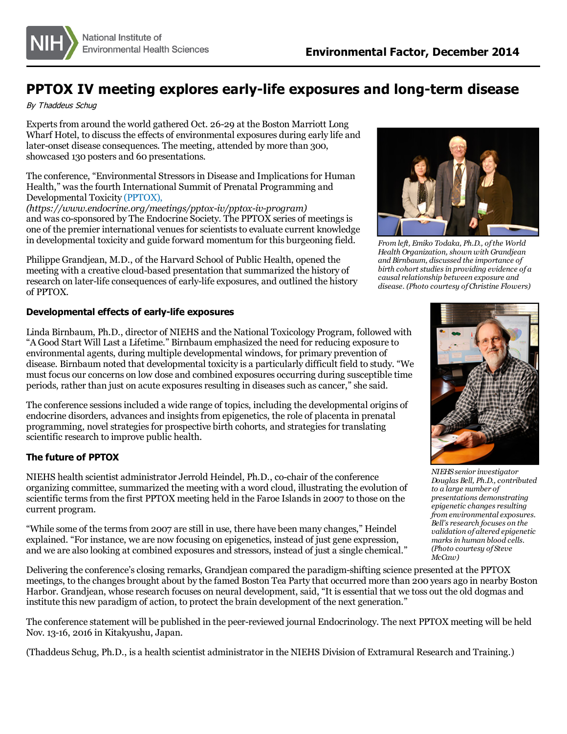# PPTOX IV meeting explores early-life exposures and long-term disease

*By Thaddeus Schug*

Experts from around the world gathered Oct. 26-29 at the Boston Marriott Long Wharf Hotel, to discuss the effects of environmental exposures during early life and later-onset disease consequences. The meeting, attended by more than 300, showcased 130 posters and 60 presentations.

The conference, "Environmental Stressors in Disease and Implications for Human Health," was the fourth International Summit of Prenatal Programming and Developmental Toxicity (PPTOX), *(https://www.endocrine.org/meetings/pptox-iv/pptox-iv-program)* and was co-sponsored by The Endocrine Society. The PPTOX series of meetings is one of the premier international venues for scientists to evaluate current knowledge in developmental toxicity and guide forward momentum for this burgeoning field.

*From left, Emiko Todaka, Ph.D., of the World Health Organization, shown with Grandjean and Birnbaum, discussed the importance of birth cohort studies in providing evidence of a causal relationship between exposure and disease. (Photo courtesy of Christine Flowers)*

Philippe Grandjean, M.D., of the Harvard School of Public Health, opened the meeting with a creative cloud-based presentation that summarized the history of research on later-life consequences of early-life exposures, and outlined the history of PPTOX.

### Developmental effects of early-life exposures

Linda Birnbaum, Ph.D., director of NIEHS and the National Toxicology Program, followed with "A Good Start Will Last a Lifetime." Birnbaum emphasized the need for reducing exposure to environmental agents, during multiple developmental windows, for primary prevention of disease. Birnbaum noted that developmental toxicity is a particularly difficult field to study. "We must focus our concerns on low dose and combined exposures occurring during susceptible time periods, rather than just on acute exposures resulting in diseases such as cancer," she said.

The conference sessions included a wide range of topics, including the developmental origins of endocrine disorders, advances and insights from epigenetics, the role of placenta in prenatal programming, novel strategies for prospective birth cohorts, and strategies for translating scientific research to improve public health.

### The future of PPTOX

NIEHS health scientist administrator Jerrold Heindel, Ph.D., co-chair of the conference organizing committee, summarized the meeting with a word cloud, illustrating the evolution of scientific terms from the first PPTOX meeting held in the Faroe Islands in 2007 to those on the current program.

"While some of the terms from 2007 are still in use, there have been many changes," Heindel explained. "For instance, we are now focusing on epigenetics, instead of just gene expression, and we are also looking at combined exposures and stressors, instead of just a single chemical."

*NIEHS senior investigator Douglas Bell, Ph.D., contributed to a large number of presentations demonstrating epigenetic changes resulting from environmental exposures. Bell's research focuses on the validation of altered epigenetic marks in human blood cells. (Photo courtesy of Steve McCaw)*

Delivering the conference's closing remarks, Grandjean compared the paradigm-shifting science presented at the PPTOX meetings, to the changes brought about by the famed Boston Tea Party that occurred more than 200 years ago in nearby Boston Harbor. Grandjean, whose research focuses on neural development, said, "It is essential that we toss out the old dogmas and institute this new paradigm of action, to protect the brain development of the next generation."

The conference statement will be published in the peer-reviewed journal Endocrinology. The next PPTOX meeting will be held Nov. 13-16, 2016 in Kitakyushu, Japan.

(Thaddeus Schug, Ph.D., is a health scientist administrator in the NIEHS Division of Extramural Research and Training.)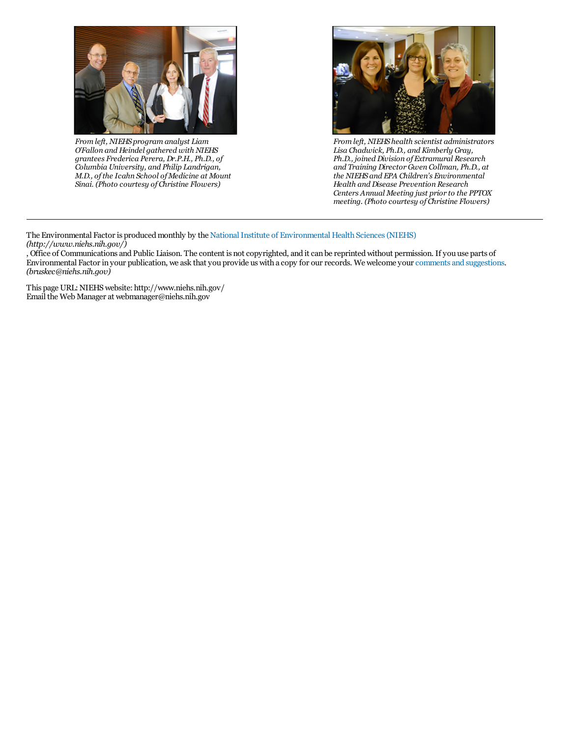*From left, NIEHS program analyst Liam O'Fallon and Heindel gathered with NIEHS grantees Frederica Perera, Dr.P.H., Ph.D., of Columbia University, and Philip Landrigan, M.D., of the Icahn School of Medicine at Mount Sinai. (Photo courtesy of Christine Flowers)*

*From left, NIEHS health scientist administrators Lisa Chadwick, Ph.D., and Kimberly Gray, Ph.D., joined Division of Extramural Research and Training Director Gwen Collman, Ph.D., at the NIEHS and EPA Children's Environmental Health and Disease Prevention Research Centers Annual Meeting just prior to the PPTOX meeting. (Photo courtesy of Christine Flowers)*

---

The Environmental Factor is produced monthly by the National Institute of Environmental Health Sciences (NIEHS) *(http://www.niehs.nih.gov/)*, Office of Communications and Public Liaison. The content is not copyrighted, and it can be reprinted without permission. If you use parts of Environmental Factor in your publication, we ask that you provide us with a copy for our records. We welcome your comments and suggestions. *(bruskec@niehs.nih.gov)*

This page URL: NIEHS website: http://www.niehs.nih.gov/
Email the Web Manager at webmanager@niehs.nih.gov